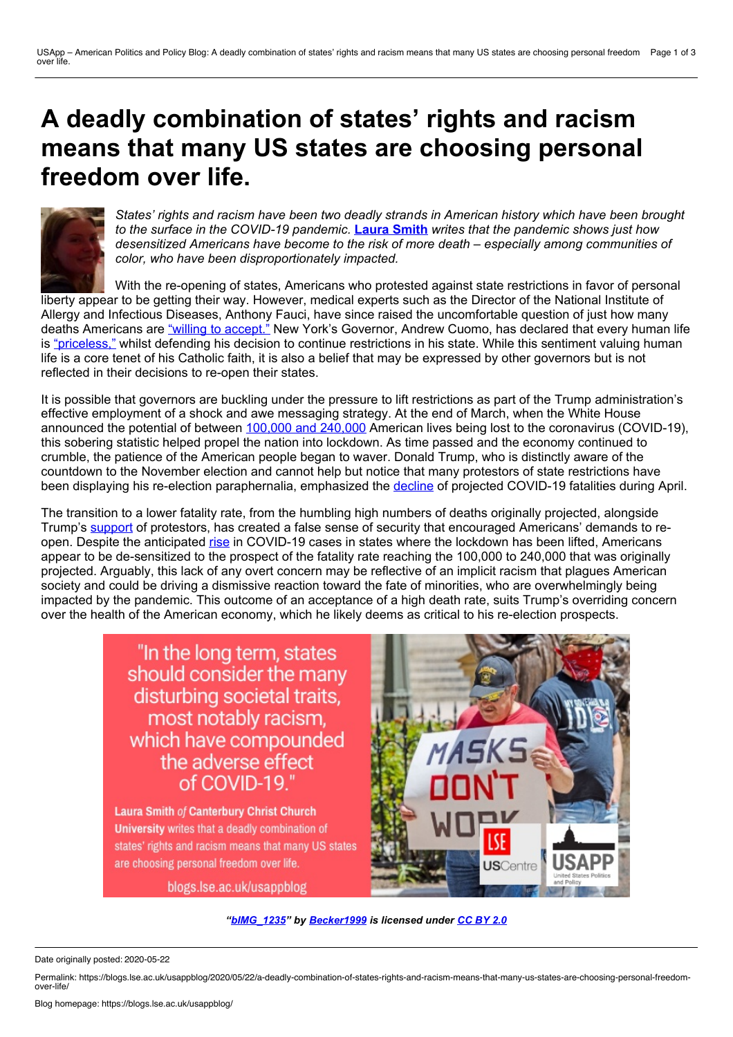# A deadly combination of states' rights and racism means that many US states are choosing personal freedom over life.

*States' rights and racism have been two deadly strands in American history which have been brought to the surface in the COVID-19 pandemic.* **Laura Smith** *writes that the pandemic shows just how desensitized Americans have become to the risk of more death – especially among communities of color, who have been disproportionately impacted.*

With the re-opening of states, Americans who protested against state restrictions in favor of personal liberty appear to be getting their way. However, medical experts such as the Director of the National Institute of Allergy and Infectious Diseases, Anthony Fauci, have since raised the uncomfortable question of just how many deaths Americans are "willing to accept." New York's Governor, Andrew Cuomo, has declared that every human life is "priceless," whilst defending his decision to continue restrictions in his state. While this sentiment valuing human life is a core tenet of his Catholic faith, it is also a belief that may be expressed by other governors but is not reflected in their decisions to re-open their states.

It is possible that governors are buckling under the pressure to lift restrictions as part of the Trump administration's effective employment of a shock and awe messaging strategy. At the end of March, when the White House announced the potential of between 100,000 and 240,000 American lives being lost to the coronavirus (COVID-19), this sobering statistic helped propel the nation into lockdown. As time passed and the economy continued to crumble, the patience of the American people began to waver. Donald Trump, who is distinctly aware of the countdown to the November election and cannot help but notice that many protestors of state restrictions have been displaying his re-election paraphernalia, emphasized the decline of projected COVID-19 fatalities during April.

The transition to a lower fatality rate, from the humbling high numbers of deaths originally projected, alongside Trump's support of protestors, has created a false sense of security that encouraged Americans' demands to re-open. Despite the anticipated rise in COVID-19 cases in states where the lockdown has been lifted, Americans appear to be de-sensitized to the prospect of the fatality rate reaching the 100,000 to 240,000 that was originally projected. Arguably, this lack of any overt concern may be reflective of an implicit racism that plagues American society and could be driving a dismissive reaction toward the fate of minorities, who are overwhelmingly being impacted by the pandemic. This outcome of an acceptance of a high death rate, suits Trump's overriding concern over the health of the American economy, which he likely deems as critical to his re-election prospects.

***"bIMG_1235" by Becker1999 is licensed under CC BY 2.0***

Date originally posted: 2020-05-22

Permalink: https://blogs.lse.ac.uk/usappblog/2020/05/22/a-deadly-combination-of-states-rights-and-racism-means-that-many-us-states-are-choosing-personal-freedom-over-life/

Blog homepage: https://blogs.lse.ac.uk/usappblog/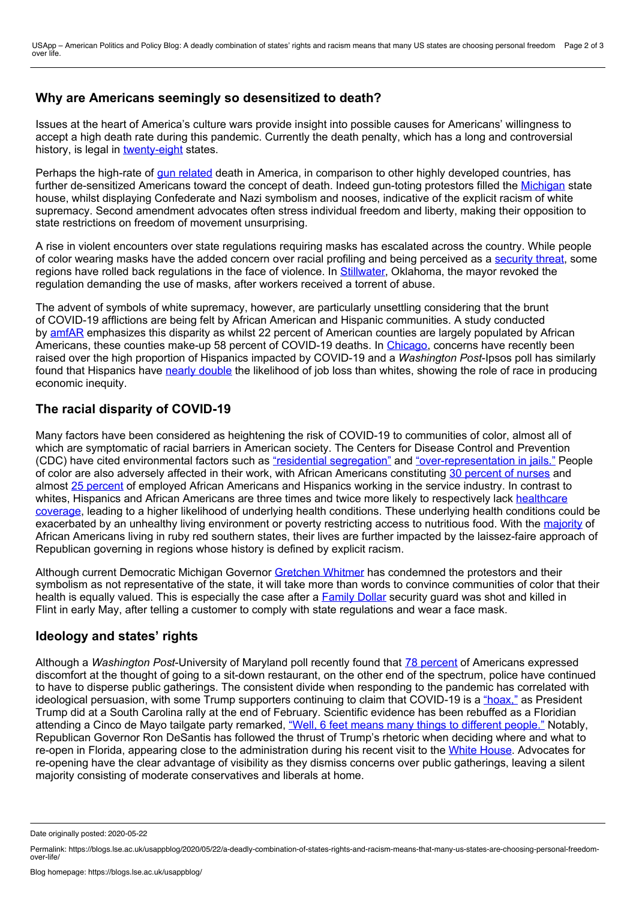## Why are Americans seemingly so desensitized to death?

Issues at the heart of America's culture wars provide insight into possible causes for Americans' willingness to accept a high death rate during this pandemic. Currently the death penalty, which has a long and controversial history, is legal in twenty-eight states.

Perhaps the high-rate of gun related death in America, in comparison to other highly developed countries, has further de-sensitized Americans toward the concept of death. Indeed gun-toting protestors filled the Michigan state house, whilst displaying Confederate and Nazi symbolism and nooses, indicative of the explicit racism of white supremacy. Second amendment advocates often stress individual freedom and liberty, making their opposition to state restrictions on freedom of movement unsurprising.

A rise in violent encounters over state regulations requiring masks has escalated across the country. While people of color wearing masks have the added concern over racial profiling and being perceived as a security threat, some regions have rolled back regulations in the face of violence. In Stillwater, Oklahoma, the mayor revoked the regulation demanding the use of masks, after workers received a torrent of abuse.

The advent of symbols of white supremacy, however, are particularly unsettling considering that the brunt of COVID-19 afflictions are being felt by African American and Hispanic communities. A study conducted by amfAR emphasizes this disparity as whilst 22 percent of American counties are largely populated by African Americans, these counties make-up 58 percent of COVID-19 deaths. In Chicago, concerns have recently been raised over the high proportion of Hispanics impacted by COVID-19 and a *Washington Post*-Ipsos poll has similarly found that Hispanics have nearly double the likelihood of job loss than whites, showing the role of race in producing economic inequity.

## The racial disparity of COVID-19

Many factors have been considered as heightening the risk of COVID-19 to communities of color, almost all of which are symptomatic of racial barriers in American society. The Centers for Disease Control and Prevention (CDC) have cited environmental factors such as "residential segregation" and "over-representation in jails." People of color are also adversely affected in their work, with African Americans constituting 30 percent of nurses and almost 25 percent of employed African Americans and Hispanics working in the service industry. In contrast to whites, Hispanics and African Americans are three times and twice more likely to respectively lack healthcare coverage, leading to a higher likelihood of underlying health conditions. These underlying health conditions could be exacerbated by an unhealthy living environment or poverty restricting access to nutritious food. With the majority of African Americans living in ruby red southern states, their lives are further impacted by the laissez-faire approach of Republican governing in regions whose history is defined by explicit racism.

Although current Democratic Michigan Governor Gretchen Whitmer has condemned the protestors and their symbolism as not representative of the state, it will take more than words to convince communities of color that their health is equally valued. This is especially the case after a Family Dollar security guard was shot and killed in Flint in early May, after telling a customer to comply with state regulations and wear a face mask.

## Ideology and states' rights

Although a *Washington Post*-University of Maryland poll recently found that 78 percent of Americans expressed discomfort at the thought of going to a sit-down restaurant, on the other end of the spectrum, police have continued to have to disperse public gatherings. The consistent divide when responding to the pandemic has correlated with ideological persuasion, with some Trump supporters continuing to claim that COVID-19 is a "hoax," as President Trump did at a South Carolina rally at the end of February. Scientific evidence has been rebuffed as a Floridian attending a Cinco de Mayo tailgate party remarked, "Well, 6 feet means many things to different people." Notably, Republican Governor Ron DeSantis has followed the thrust of Trump's rhetoric when deciding where and what to re-open in Florida, appearing close to the administration during his recent visit to the White House. Advocates for re-opening have the clear advantage of visibility as they dismiss concerns over public gatherings, leaving a silent majority consisting of moderate conservatives and liberals at home.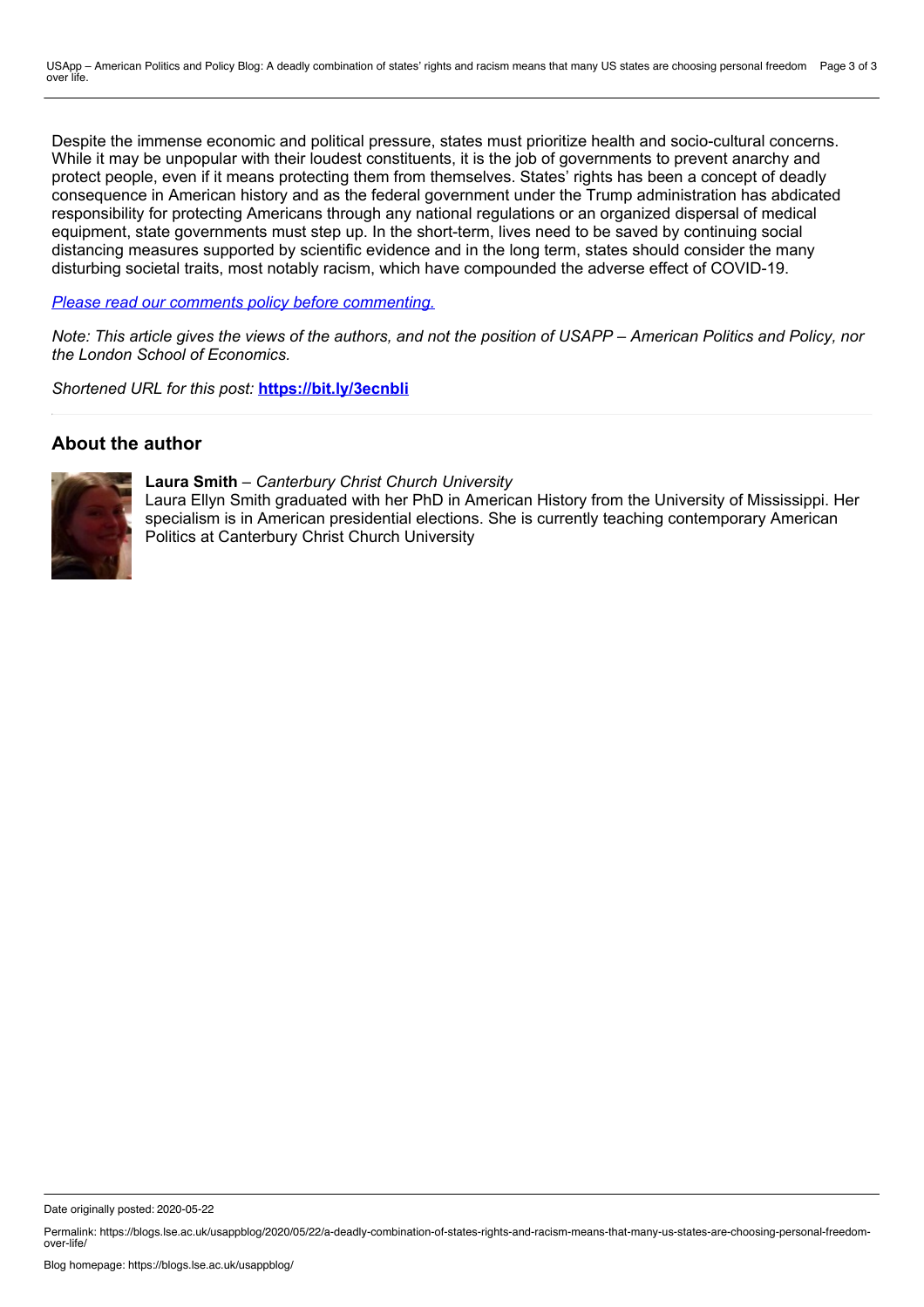Despite the immense economic and political pressure, states must prioritize health and socio-cultural concerns. While it may be unpopular with their loudest constituents, it is the job of governments to prevent anarchy and protect people, even if it means protecting them from themselves. States' rights has been a concept of deadly consequence in American history and as the federal government under the Trump administration has abdicated responsibility for protecting Americans through any national regulations or an organized dispersal of medical equipment, state governments must step up. In the short-term, lives need to be saved by continuing social distancing measures supported by scientific evidence and in the long term, states should consider the many disturbing societal traits, most notably racism, which have compounded the adverse effect of COVID-19.

*Please read our comments policy before commenting.*

*Note: This article gives the views of the authors, and not the position of USAPP – American Politics and Policy, nor the London School of Economics.*

*Shortened URL for this post:* **https://bit.ly/3ecnbli**

## About the author

**Laura Smith** – *Canterbury Christ Church University*
Laura Ellyn Smith graduated with her PhD in American History from the University of Mississippi. Her specialism is in American presidential elections. She is currently teaching contemporary American Politics at Canterbury Christ Church University

Date originally posted: 2020-05-22

Permalink: https://blogs.lse.ac.uk/usappblog/2020/05/22/a-deadly-combination-of-states-rights-and-racism-means-that-many-us-states-are-choosing-personal-freedom-over-life/

Blog homepage: https://blogs.lse.ac.uk/usappblog/